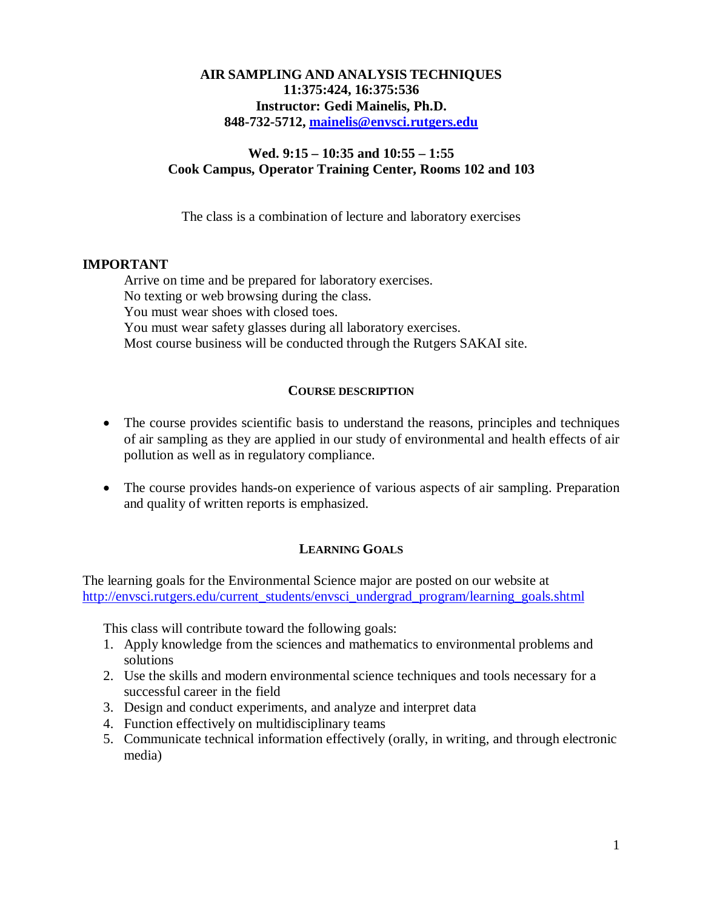# AIR SAMPLING AND ANALYSIS TECHNIQUES

**11:375:424, 16:375:536**
**Instructor: Gedi Mainelis, Ph.D.**
**848-732-5712, mainelis@envsci.rutgers.edu**

**Wed. 9:15 – 10:35 and 10:55 – 1:55**
**Cook Campus, Operator Training Center, Rooms 102 and 103**

The class is a combination of lecture and laboratory exercises

## IMPORTANT

Arrive on time and be prepared for laboratory exercises.
No texting or web browsing during the class.
You must wear shoes with closed toes.
You must wear safety glasses during all laboratory exercises.
Most course business will be conducted through the Rutgers SAKAI site.

## COURSE DESCRIPTION

- The course provides scientific basis to understand the reasons, principles and techniques of air sampling as they are applied in our study of environmental and health effects of air pollution as well as in regulatory compliance.
- The course provides hands-on experience of various aspects of air sampling. Preparation and quality of written reports is emphasized.

## LEARNING GOALS

The learning goals for the Environmental Science major are posted on our website at http://envsci.rutgers.edu/current_students/envsci_undergrad_program/learning_goals.shtml

This class will contribute toward the following goals:

1. Apply knowledge from the sciences and mathematics to environmental problems and solutions
2. Use the skills and modern environmental science techniques and tools necessary for a successful career in the field
3. Design and conduct experiments, and analyze and interpret data
4. Function effectively on multidisciplinary teams
5. Communicate technical information effectively (orally, in writing, and through electronic media)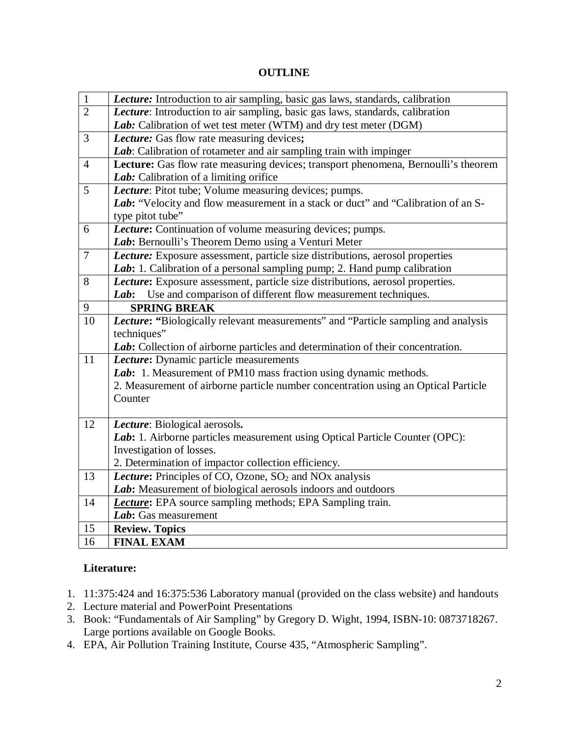# OUTLINE

| | |
|---|---|
| 1 | ***Lecture:*** Introduction to air sampling, basic gas laws, standards, calibration |
| 2 | ***Lecture***: Introduction to air sampling, basic gas laws, standards, calibration<br>***Lab:*** Calibration of wet test meter (WTM) and dry test meter (DGM) |
| 3 | ***Lecture:*** Gas flow rate measuring devices**;**<br>***Lab***: Calibration of rotameter and air sampling train with impinger |
| 4 | **Lecture:** Gas flow rate measuring devices; transport phenomena, Bernoulli's theorem<br>***Lab:*** Calibration of a limiting orifice |
| 5 | ***Lecture***: Pitot tube; Volume measuring devices; pumps.<br>***Lab*:** "Velocity and flow measurement in a stack or duct" and "Calibration of an S-type pitot tube" |
| 6 | ***Lecture*:** Continuation of volume measuring devices; pumps.<br>***Lab*:** Bernoulli's Theorem Demo using a Venturi Meter |
| 7 | ***Lecture:*** Exposure assessment, particle size distributions, aerosol properties<br>***Lab*:** 1. Calibration of a personal sampling pump; 2. Hand pump calibration |
| 8 | ***Lecture*:** Exposure assessment, particle size distributions, aerosol properties.<br>***Lab*:** Use and comparison of different flow measurement techniques. |
| 9 | **SPRING BREAK** |
| 10 | ***Lecture*: "**Biologically relevant measurements" and "Particle sampling and analysis techniques"<br>***Lab*:** Collection of airborne particles and determination of their concentration. |
| 11 | ***Lecture*:** Dynamic particle measurements<br>***Lab*:** 1. Measurement of PM10 mass fraction using dynamic methods.<br>2. Measurement of airborne particle number concentration using an Optical Particle Counter |
| 12 | ***Lecture***: Biological aerosols**.**<br>***Lab*:** 1. Airborne particles measurement using Optical Particle Counter (OPC): Investigation of losses.<br>2. Determination of impactor collection efficiency. |
| 13 | ***Lecture*:** Principles of CO, Ozone, $SO_2$ and NOx analysis<br>***Lab*:** Measurement of biological aerosols indoors and outdoors |
| 14 | ***Lecture*:** EPA source sampling methods; EPA Sampling train.<br>***Lab*:** Gas measurement |
| 15 | **Review. Topics** |
| 16 | **FINAL EXAM** |

**Literature:**

1. 11:375:424 and 16:375:536 Laboratory manual (provided on the class website) and handouts
2. Lecture material and PowerPoint Presentations
3. Book: "Fundamentals of Air Sampling" by Gregory D. Wight, 1994, ISBN-10: 0873718267. Large portions available on Google Books.
4. EPA, Air Pollution Training Institute, Course 435, "Atmospheric Sampling".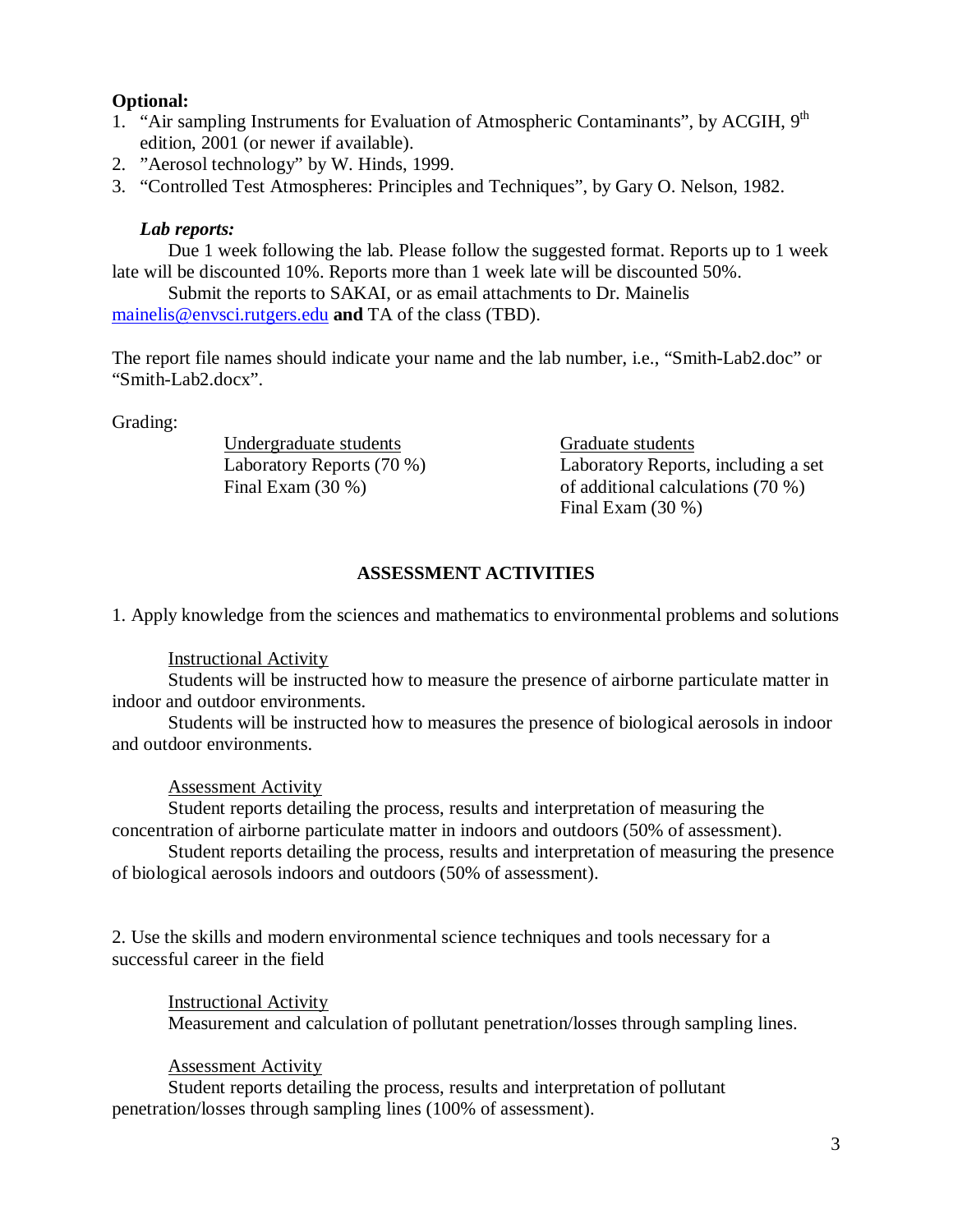**Optional:**

1. "Air sampling Instruments for Evaluation of Atmospheric Contaminants", by ACGIH, 9th edition, 2001 (or newer if available).
2. "Aerosol technology" by W. Hinds, 1999.
3. "Controlled Test Atmospheres: Principles and Techniques", by Gary O. Nelson, 1982.

***Lab reports:***

Due 1 week following the lab. Please follow the suggested format. Reports up to 1 week late will be discounted 10%. Reports more than 1 week late will be discounted 50%.

Submit the reports to SAKAI, or as email attachments to Dr. Mainelis mainelis@envsci.rutgers.edu **and** TA of the class (TBD).

The report file names should indicate your name and the lab number, i.e., "Smith-Lab2.doc" or "Smith-Lab2.docx".

Grading:

| Undergraduate students | Graduate students |
|---|---|
| Laboratory Reports (70 %) | Laboratory Reports, including a set of additional calculations (70 %) |
| Final Exam (30 %) | Final Exam (30 %) |

## ASSESSMENT ACTIVITIES

1. Apply knowledge from the sciences and mathematics to environmental problems and solutions

Instructional Activity

Students will be instructed how to measure the presence of airborne particulate matter in indoor and outdoor environments.

Students will be instructed how to measures the presence of biological aerosols in indoor and outdoor environments.

Assessment Activity

Student reports detailing the process, results and interpretation of measuring the concentration of airborne particulate matter in indoors and outdoors (50% of assessment).

Student reports detailing the process, results and interpretation of measuring the presence of biological aerosols indoors and outdoors (50% of assessment).

2. Use the skills and modern environmental science techniques and tools necessary for a successful career in the field

Instructional Activity

Measurement and calculation of pollutant penetration/losses through sampling lines.

Assessment Activity

Student reports detailing the process, results and interpretation of pollutant penetration/losses through sampling lines (100% of assessment).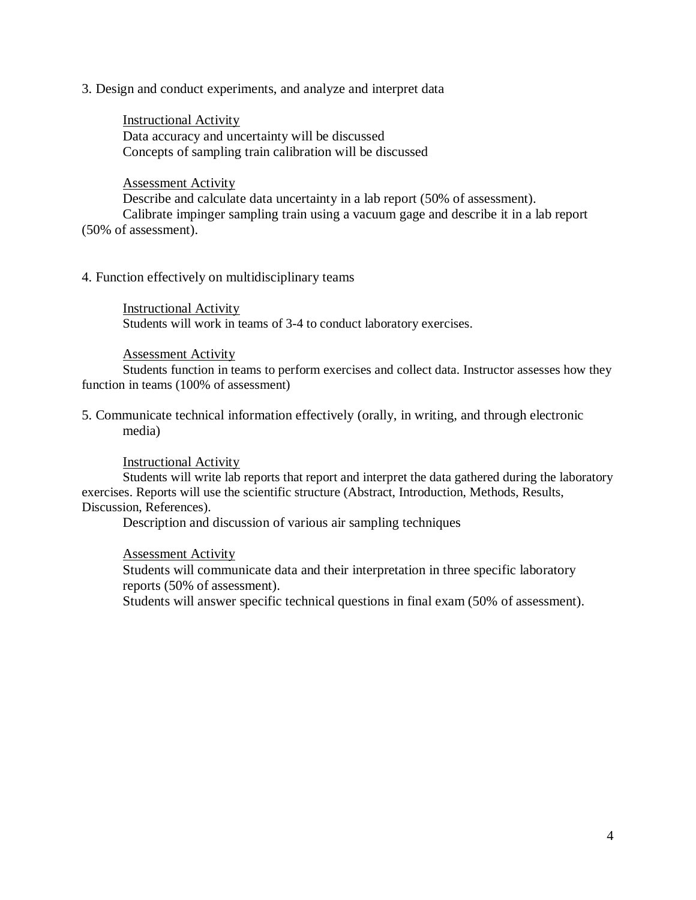3. Design and conduct experiments, and analyze and interpret data

Instructional Activity

Data accuracy and uncertainty will be discussed

Concepts of sampling train calibration will be discussed

Assessment Activity

Describe and calculate data uncertainty in a lab report (50% of assessment).

Calibrate impinger sampling train using a vacuum gage and describe it in a lab report (50% of assessment).

4. Function effectively on multidisciplinary teams

Instructional Activity

Students will work in teams of 3-4 to conduct laboratory exercises.

Assessment Activity

Students function in teams to perform exercises and collect data. Instructor assesses how they function in teams (100% of assessment)

5. Communicate technical information effectively (orally, in writing, and through electronic media)

Instructional Activity

Students will write lab reports that report and interpret the data gathered during the laboratory exercises. Reports will use the scientific structure (Abstract, Introduction, Methods, Results, Discussion, References).

Description and discussion of various air sampling techniques

Assessment Activity

Students will communicate data and their interpretation in three specific laboratory reports (50% of assessment).

Students will answer specific technical questions in final exam (50% of assessment).